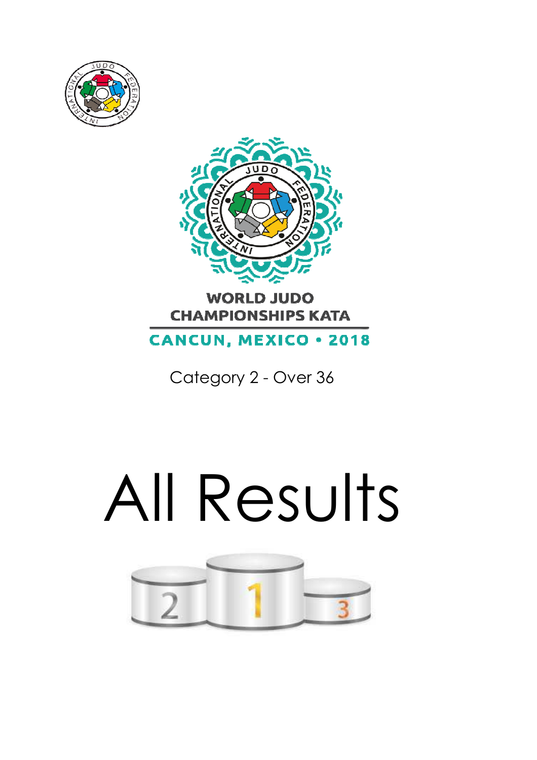WORLD JUDO
CHAMPIONSHIPS KATA

CANCUN, MEXICO • 2018

Category 2 - Over 36

# All Results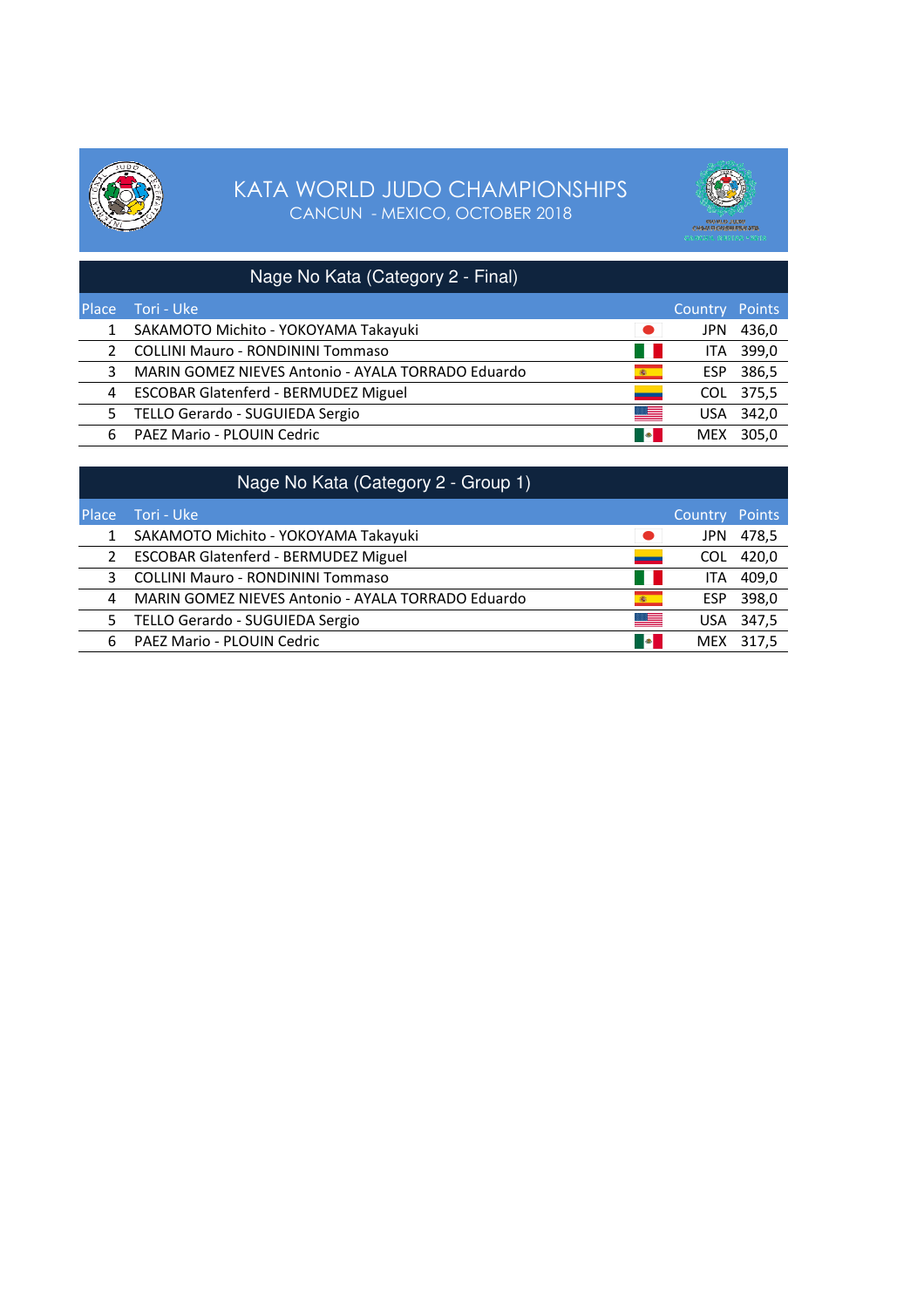# KATA WORLD JUDO CHAMPIONSHIPS

CANCUN - MEXICO, OCTOBER 2018

## Nage No Kata (Category 2 - Final)

| Place | Tori - Uke | Country | Points |
|---|---|---|---|
| 1 | SAKAMOTO Michito - YOKOYAMA Takayuki | JPN | 436,0 |
| 2 | COLLINI Mauro - RONDININI Tommaso | ITA | 399,0 |
| 3 | MARIN GOMEZ NIEVES Antonio - AYALA TORRADO Eduardo | ESP | 386,5 |
| 4 | ESCOBAR Glatenferd - BERMUDEZ Miguel | COL | 375,5 |
| 5 | TELLO Gerardo - SUGUIEDA Sergio | USA | 342,0 |
| 6 | PAEZ Mario - PLOUIN Cedric | MEX | 305,0 |

## Nage No Kata (Category 2 - Group 1)

| Place | Tori - Uke | Country | Points |
|---|---|---|---|
| 1 | SAKAMOTO Michito - YOKOYAMA Takayuki | JPN | 478,5 |
| 2 | ESCOBAR Glatenferd - BERMUDEZ Miguel | COL | 420,0 |
| 3 | COLLINI Mauro - RONDININI Tommaso | ITA | 409,0 |
| 4 | MARIN GOMEZ NIEVES Antonio - AYALA TORRADO Eduardo | ESP | 398,0 |
| 5 | TELLO Gerardo - SUGUIEDA Sergio | USA | 347,5 |
| 6 | PAEZ Mario - PLOUIN Cedric | MEX | 317,5 |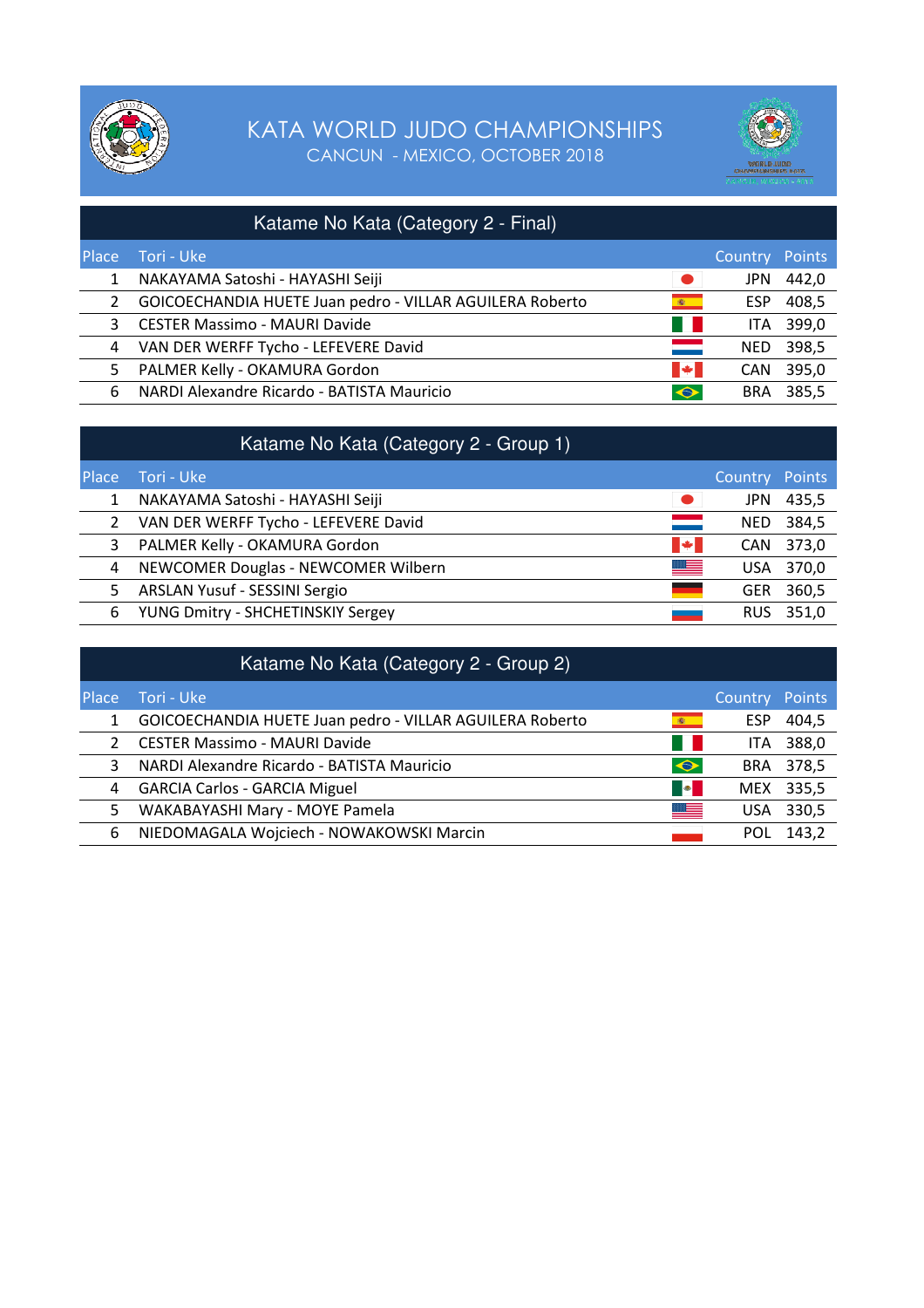# KATA WORLD JUDO CHAMPIONSHIPS

CANCUN - MEXICO, OCTOBER 2018

## Katame No Kata (Category 2 - Final)

| Place | Tori - Uke | Country | Points |
|---|---|---|---|
| 1 | NAKAYAMA Satoshi - HAYASHI Seiji | JPN | 442,0 |
| 2 | GOICOECHANDIA HUETE Juan pedro - VILLAR AGUILERA Roberto | ESP | 408,5 |
| 3 | CESTER Massimo - MAURI Davide | ITA | 399,0 |
| 4 | VAN DER WERFF Tycho - LEFEVERE David | NED | 398,5 |
| 5 | PALMER Kelly - OKAMURA Gordon | CAN | 395,0 |
| 6 | NARDI Alexandre Ricardo - BATISTA Mauricio | BRA | 385,5 |

## Katame No Kata (Category 2 - Group 1)

| Place | Tori - Uke | Country | Points |
|---|---|---|---|
| 1 | NAKAYAMA Satoshi - HAYASHI Seiji | JPN | 435,5 |
| 2 | VAN DER WERFF Tycho - LEFEVERE David | NED | 384,5 |
| 3 | PALMER Kelly - OKAMURA Gordon | CAN | 373,0 |
| 4 | NEWCOMER Douglas - NEWCOMER Wilbern | USA | 370,0 |
| 5 | ARSLAN Yusuf - SESSINI Sergio | GER | 360,5 |
| 6 | YUNG Dmitry - SHCHETINSKIY Sergey | RUS | 351,0 |

## Katame No Kata (Category 2 - Group 2)

| Place | Tori - Uke | Country | Points |
|---|---|---|---|
| 1 | GOICOECHANDIA HUETE Juan pedro - VILLAR AGUILERA Roberto | ESP | 404,5 |
| 2 | CESTER Massimo - MAURI Davide | ITA | 388,0 |
| 3 | NARDI Alexandre Ricardo - BATISTA Mauricio | BRA | 378,5 |
| 4 | GARCIA Carlos - GARCIA Miguel | MEX | 335,5 |
| 5 | WAKABAYASHI Mary - MOYE Pamela | USA | 330,5 |
| 6 | NIEDOMAGALA Wojciech - NOWAKOWSKI Marcin | POL | 143,2 |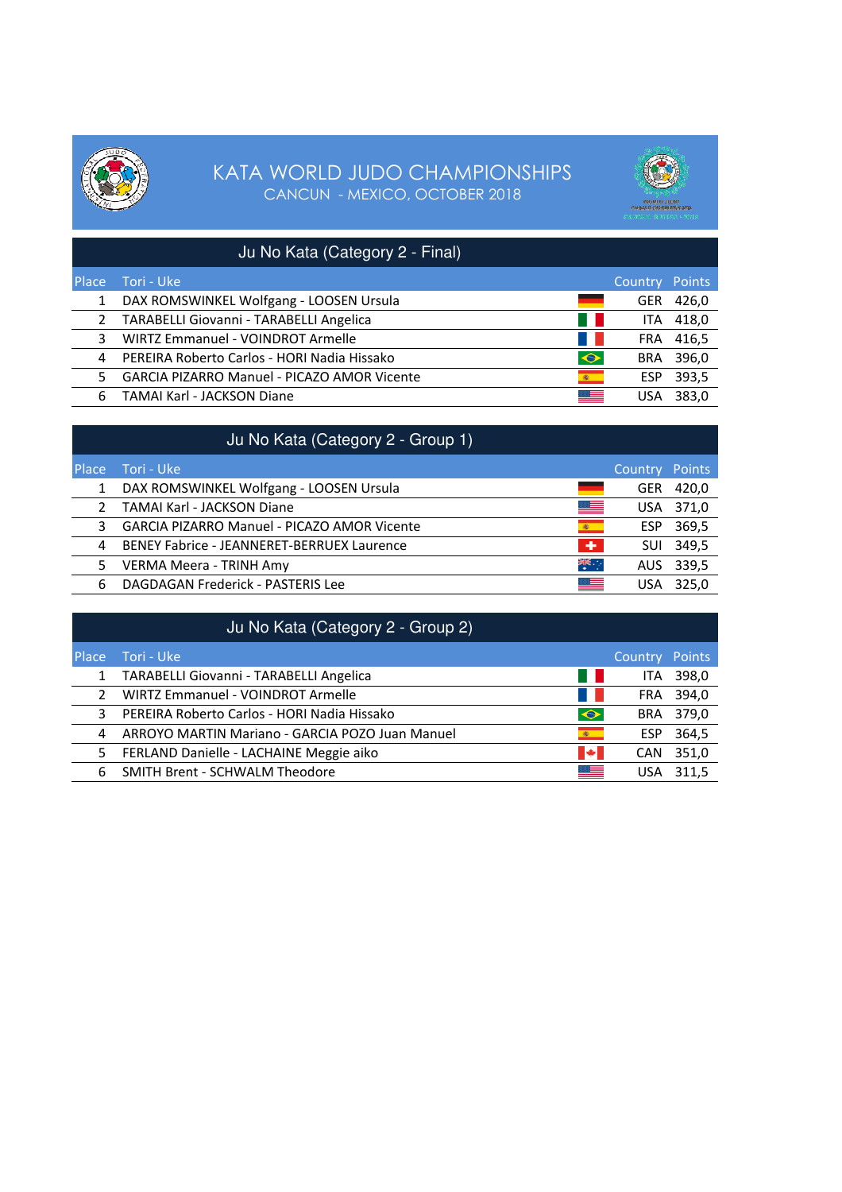# KATA WORLD JUDO CHAMPIONSHIPS

CANCUN - MEXICO, OCTOBER 2018

## Ju No Kata (Category 2 - Final)

| Place | Tori - Uke | Country | Points |
|---|---|---|---|
| 1 | DAX ROMSWINKEL Wolfgang - LOOSEN Ursula | GER | 426,0 |
| 2 | TARABELLI Giovanni - TARABELLI Angelica | ITA | 418,0 |
| 3 | WIRTZ Emmanuel - VOINDROT Armelle | FRA | 416,5 |
| 4 | PEREIRA Roberto Carlos - HORI Nadia Hissako | BRA | 396,0 |
| 5 | GARCIA PIZARRO Manuel - PICAZO AMOR Vicente | ESP | 393,5 |
| 6 | TAMAI Karl - JACKSON Diane | USA | 383,0 |

## Ju No Kata (Category 2 - Group 1)

| Place | Tori - Uke | Country | Points |
|---|---|---|---|
| 1 | DAX ROMSWINKEL Wolfgang - LOOSEN Ursula | GER | 420,0 |
| 2 | TAMAI Karl - JACKSON Diane | USA | 371,0 |
| 3 | GARCIA PIZARRO Manuel - PICAZO AMOR Vicente | ESP | 369,5 |
| 4 | BENEY Fabrice - JEANNERET-BERRUEX Laurence | SUI | 349,5 |
| 5 | VERMA Meera - TRINH Amy | AUS | 339,5 |
| 6 | DAGDAGAN Frederick - PASTERIS Lee | USA | 325,0 |

## Ju No Kata (Category 2 - Group 2)

| Place | Tori - Uke | Country | Points |
|---|---|---|---|
| 1 | TARABELLI Giovanni - TARABELLI Angelica | ITA | 398,0 |
| 2 | WIRTZ Emmanuel - VOINDROT Armelle | FRA | 394,0 |
| 3 | PEREIRA Roberto Carlos - HORI Nadia Hissako | BRA | 379,0 |
| 4 | ARROYO MARTIN Mariano - GARCIA POZO Juan Manuel | ESP | 364,5 |
| 5 | FERLAND Danielle - LACHAINE Meggie aiko | CAN | 351,0 |
| 6 | SMITH Brent - SCHWALM Theodore | USA | 311,5 |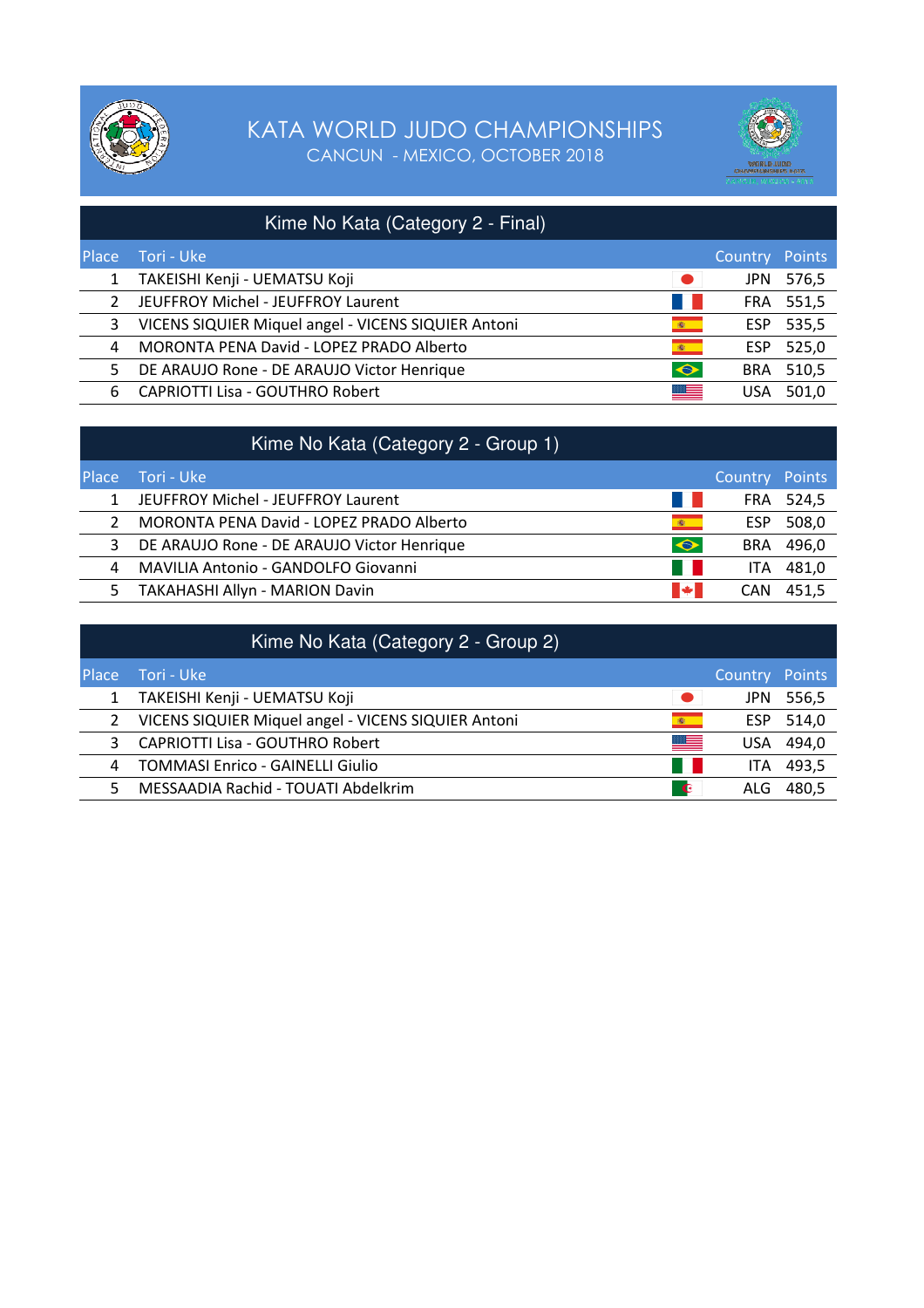# KATA WORLD JUDO CHAMPIONSHIPS

CANCUN - MEXICO, OCTOBER 2018

## Kime No Kata (Category 2 - Final)

| Place | Tori - Uke | Country | Points |
|---|---|---|---|
| 1 | TAKEISHI Kenji - UEMATSU Koji | JPN | 576,5 |
| 2 | JEUFFROY Michel - JEUFFROY Laurent | FRA | 551,5 |
| 3 | VICENS SIQUIER Miquel angel - VICENS SIQUIER Antoni | ESP | 535,5 |
| 4 | MORONTA PENA David - LOPEZ PRADO Alberto | ESP | 525,0 |
| 5 | DE ARAUJO Rone - DE ARAUJO Victor Henrique | BRA | 510,5 |
| 6 | CAPRIOTTI Lisa - GOUTHRO Robert | USA | 501,0 |

## Kime No Kata (Category 2 - Group 1)

| Place | Tori - Uke | Country | Points |
|---|---|---|---|
| 1 | JEUFFROY Michel - JEUFFROY Laurent | FRA | 524,5 |
| 2 | MORONTA PENA David - LOPEZ PRADO Alberto | ESP | 508,0 |
| 3 | DE ARAUJO Rone - DE ARAUJO Victor Henrique | BRA | 496,0 |
| 4 | MAVILIA Antonio - GANDOLFO Giovanni | ITA | 481,0 |
| 5 | TAKAHASHI Allyn - MARION Davin | CAN | 451,5 |

## Kime No Kata (Category 2 - Group 2)

| Place | Tori - Uke | Country | Points |
|---|---|---|---|
| 1 | TAKEISHI Kenji - UEMATSU Koji | JPN | 556,5 |
| 2 | VICENS SIQUIER Miquel angel - VICENS SIQUIER Antoni | ESP | 514,0 |
| 3 | CAPRIOTTI Lisa - GOUTHRO Robert | USA | 494,0 |
| 4 | TOMMASI Enrico - GAINELLI Giulio | ITA | 493,5 |
| 5 | MESSAADIA Rachid - TOUATI Abdelkrim | ALG | 480,5 |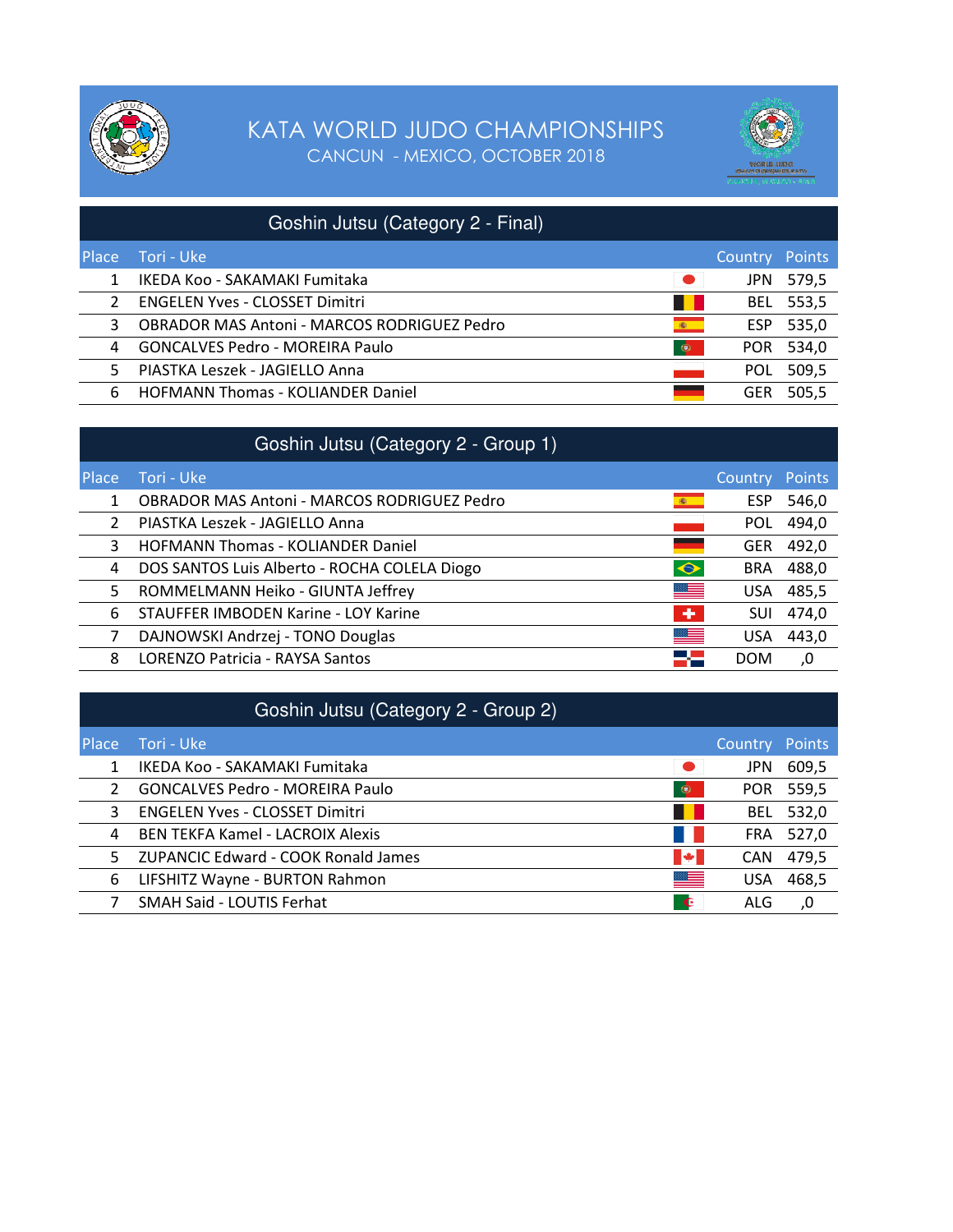# KATA WORLD JUDO CHAMPIONSHIPS

CANCUN - MEXICO, OCTOBER 2018

## Goshin Jutsu (Category 2 - Final)

| Place | Tori - Uke | Country | Points |
|---|---|---|---|
| 1 | IKEDA Koo - SAKAMAKI Fumitaka | JPN | 579,5 |
| 2 | ENGELEN Yves - CLOSSET Dimitri | BEL | 553,5 |
| 3 | OBRADOR MAS Antoni - MARCOS RODRIGUEZ Pedro | ESP | 535,0 |
| 4 | GONCALVES Pedro - MOREIRA Paulo | POR | 534,0 |
| 5 | PIASTKA Leszek - JAGIELLO Anna | POL | 509,5 |
| 6 | HOFMANN Thomas - KOLIANDER Daniel | GER | 505,5 |

## Goshin Jutsu (Category 2 - Group 1)

| Place | Tori - Uke | Country | Points |
|---|---|---|---|
| 1 | OBRADOR MAS Antoni - MARCOS RODRIGUEZ Pedro | ESP | 546,0 |
| 2 | PIASTKA Leszek - JAGIELLO Anna | POL | 494,0 |
| 3 | HOFMANN Thomas - KOLIANDER Daniel | GER | 492,0 |
| 4 | DOS SANTOS Luis Alberto - ROCHA COLELA Diogo | BRA | 488,0 |
| 5 | ROMMELMANN Heiko - GIUNTA Jeffrey | USA | 485,5 |
| 6 | STAUFFER IMBODEN Karine - LOY Karine | SUI | 474,0 |
| 7 | DAJNOWSKI Andrzej - TONO Douglas | USA | 443,0 |
| 8 | LORENZO Patricia - RAYSA Santos | DOM | ,0 |

## Goshin Jutsu (Category 2 - Group 2)

| Place | Tori - Uke | Country | Points |
|---|---|---|---|
| 1 | IKEDA Koo - SAKAMAKI Fumitaka | JPN | 609,5 |
| 2 | GONCALVES Pedro - MOREIRA Paulo | POR | 559,5 |
| 3 | ENGELEN Yves - CLOSSET Dimitri | BEL | 532,0 |
| 4 | BEN TEKFA Kamel - LACROIX Alexis | FRA | 527,0 |
| 5 | ZUPANCIC Edward - COOK Ronald James | CAN | 479,5 |
| 6 | LIFSHITZ Wayne - BURTON Rahmon | USA | 468,5 |
| 7 | SMAH Said - LOUTIS Ferhat | ALG | ,0 |